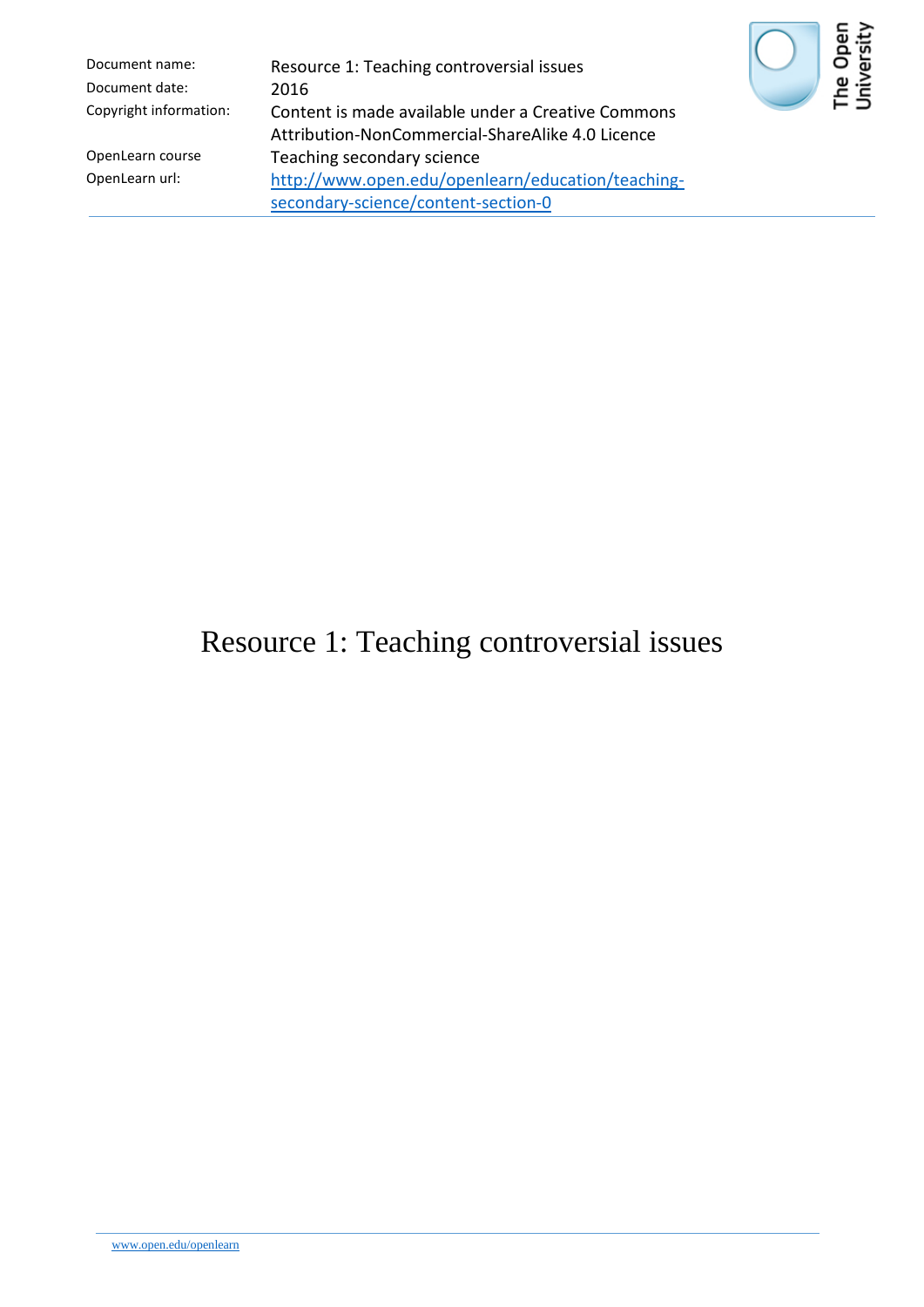| | |
|---|---|
| Document name: | Resource 1: Teaching controversial issues |
| Document date: | 2016 |
| Copyright information: | Content is made available under a Creative Commons Attribution-NonCommercial-ShareAlike 4.0 Licence |
| OpenLearn course | Teaching secondary science |
| OpenLearn url: | http://www.open.edu/openlearn/education/teaching-secondary-science/content-section-0 |

# Resource 1: Teaching controversial issues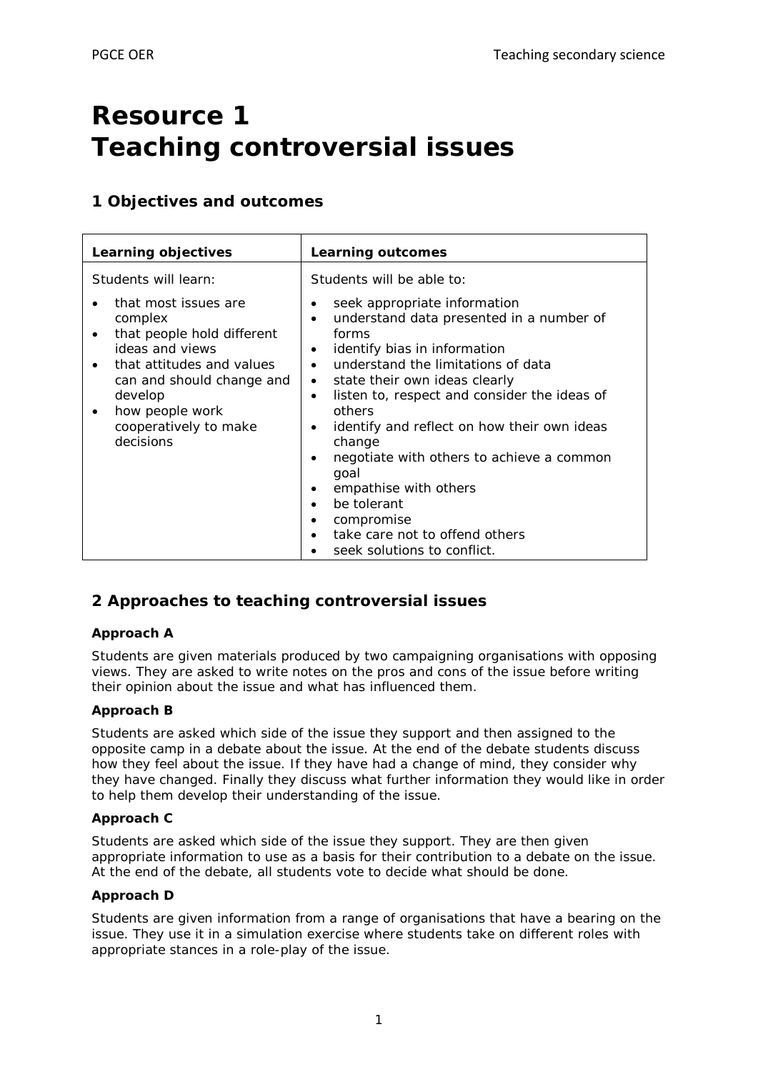# Resource 1
# Teaching controversial issues

## 1 Objectives and outcomes

| Learning objectives | Learning outcomes |
|---|---|
| Students will learn:<br>• that most issues are complex<br>• that people hold different ideas and views<br>• that attitudes and values can and should change and develop<br>• how people work cooperatively to make decisions | Students will be able to:<br>• seek appropriate information<br>• understand data presented in a number of forms<br>• identify bias in information<br>• understand the limitations of data<br>• state their own ideas clearly<br>• listen to, respect and consider the ideas of others<br>• identify and reflect on how their own ideas change<br>• negotiate with others to achieve a common goal<br>• empathise with others<br>• be tolerant<br>• compromise<br>• take care not to offend others<br>• seek solutions to conflict. |

## 2 Approaches to teaching controversial issues

**Approach A**

Students are given materials produced by two campaigning organisations with opposing views. They are asked to write notes on the pros and cons of the issue before writing their opinion about the issue and what has influenced them.

**Approach B**

Students are asked which side of the issue they support and then assigned to the opposite camp in a debate about the issue. At the end of the debate students discuss how they feel about the issue. If they have had a change of mind, they consider why they have changed. Finally they discuss what further information they would like in order to help them develop their understanding of the issue.

**Approach C**

Students are asked which side of the issue they support. They are then given appropriate information to use as a basis for their contribution to a debate on the issue. At the end of the debate, all students vote to decide what should be done.

**Approach D**

Students are given information from a range of organisations that have a bearing on the issue. They use it in a simulation exercise where students take on different roles with appropriate stances in a role-play of the issue.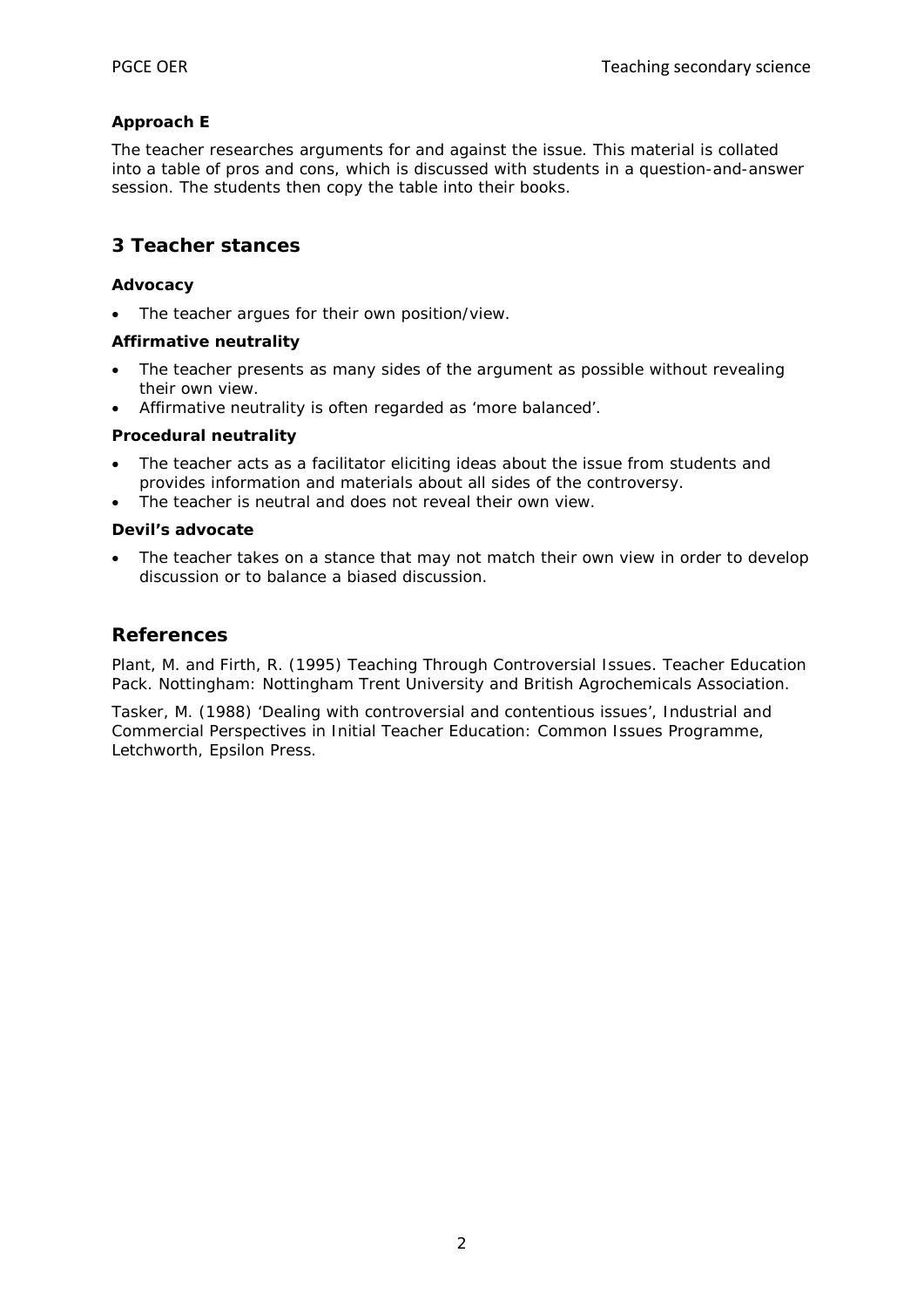### Approach E

The teacher researches arguments for and against the issue. This material is collated into a table of pros and cons, which is discussed with students in a question-and-answer session. The students then copy the table into their books.

## 3 Teacher stances

### Advocacy

- The teacher argues for their own position/view.

### Affirmative neutrality

- The teacher presents as many sides of the argument as possible without revealing their own view.
- Affirmative neutrality is often regarded as 'more balanced'.

### Procedural neutrality

- The teacher acts as a facilitator eliciting ideas about the issue from students and provides information and materials about all sides of the controversy.
- The teacher is neutral and does not reveal their own view.

### Devil's advocate

- The teacher takes on a stance that may not match their own view in order to develop discussion or to balance a biased discussion.

## References

Plant, M. and Firth, R. (1995) Teaching Through Controversial Issues. Teacher Education Pack. Nottingham: Nottingham Trent University and British Agrochemicals Association.

Tasker, M. (1988) 'Dealing with controversial and contentious issues', Industrial and Commercial Perspectives in Initial Teacher Education: Common Issues Programme, Letchworth, Epsilon Press.